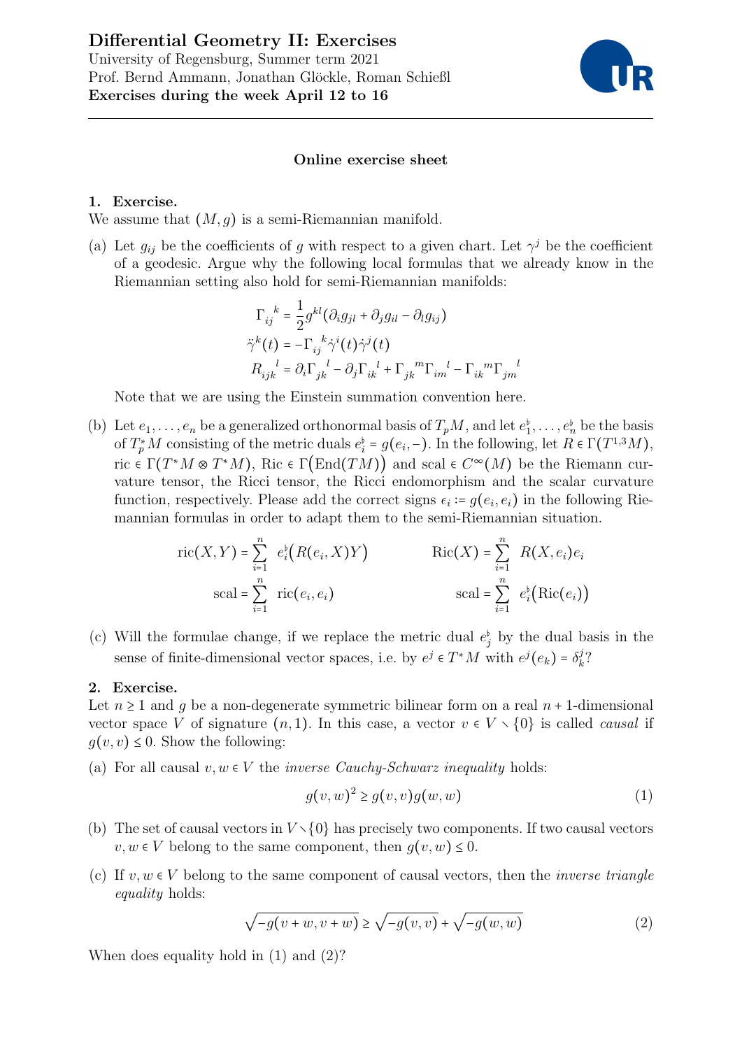# Differential Geometry II: Exercises

University of Regensburg, Summer term 2021
Prof. Bernd Ammann, Jonathan Glöckle, Roman Schießl
**Exercises during the week April 12 to 16**

---

**Online exercise sheet**

## 1. Exercise.

We assume that $(M, g)$ is a semi-Riemannian manifold.

(a) Let $g_{ij}$ be the coefficients of $g$ with respect to a given chart. Let $\gamma^j$ be the coefficient of a geodesic. Argue why the following local formulas that we already know in the Riemannian setting also hold for semi-Riemannian manifolds:

$$\Gamma_{ij}{}^{k} = \frac{1}{2} g^{kl}(\partial_i g_{jl} + \partial_j g_{il} - \partial_l g_{ij})$$

$$\ddot{\gamma}^k(t) = -\Gamma_{ij}{}^{k} \dot{\gamma}^i(t) \dot{\gamma}^j(t)$$

$$R_{ijk}{}^{l} = \partial_i \Gamma_{jk}{}^{l} - \partial_j \Gamma_{ik}{}^{l} + \Gamma_{jk}{}^{m} \Gamma_{im}{}^{l} - \Gamma_{ik}{}^{m} \Gamma_{jm}{}^{l}$$

Note that we are using the Einstein summation convention here.

(b) Let $e_1, \dots, e_n$ be a generalized orthonormal basis of $T_pM$, and let $e_1^\flat, \dots, e_n^\flat$ be the basis of $T_p^*M$ consisting of the metric duals $e_i^\flat = g(e_i, -)$. In the following, let $R \in \Gamma(T^{1,3}M)$, $\mathrm{ric} \in \Gamma(T^*M \otimes T^*M)$, $\mathrm{Ric} \in \Gamma\big(\mathrm{End}(TM)\big)$ and $\mathrm{scal} \in C^\infty(M)$ be the Riemann curvature tensor, the Ricci tensor, the Ricci endomorphism and the scalar curvature function, respectively. Please add the correct signs $\epsilon_i := g(e_i, e_i)$ in the following Riemannian formulas in order to adapt them to the semi-Riemannian situation.

$$\mathrm{ric}(X, Y) = \sum_{i=1}^{n} \ e_i^\flat\big(R(e_i, X)Y\big) \qquad \mathrm{Ric}(X) = \sum_{i=1}^{n} \ R(X, e_i)e_i$$

$$\mathrm{scal} = \sum_{i=1}^{n} \ \mathrm{ric}(e_i, e_i) \qquad \mathrm{scal} = \sum_{i=1}^{n} \ e_i^\flat\big(\mathrm{Ric}(e_i)\big)$$

(c) Will the formulae change, if we replace the metric dual $e_j^\flat$ by the dual basis in the sense of finite-dimensional vector spaces, i.e. by $e^j \in T^*M$ with $e^j(e_k) = \delta_k^j$?

## 2. Exercise.

Let $n \geq 1$ and $g$ be a non-degenerate symmetric bilinear form on a real $n+1$-dimensional vector space $V$ of signature $(n, 1)$. In this case, a vector $v \in V \setminus \{0\}$ is called *causal* if $g(v, v) \leq 0$. Show the following:

(a) For all causal $v, w \in V$ the *inverse Cauchy-Schwarz inequality* holds:

$$g(v, w)^2 \geq g(v, v)g(w, w) \tag{1}$$

(b) The set of causal vectors in $V \setminus \{0\}$ has precisely two components. If two causal vectors $v, w \in V$ belong to the same component, then $g(v, w) \leq 0$.

(c) If $v, w \in V$ belong to the same component of causal vectors, then the *inverse triangle equality* holds:

$$\sqrt{-g(v + w, v + w)} \geq \sqrt{-g(v, v)} + \sqrt{-g(w, w)} \tag{2}$$

When does equality hold in (1) and (2)?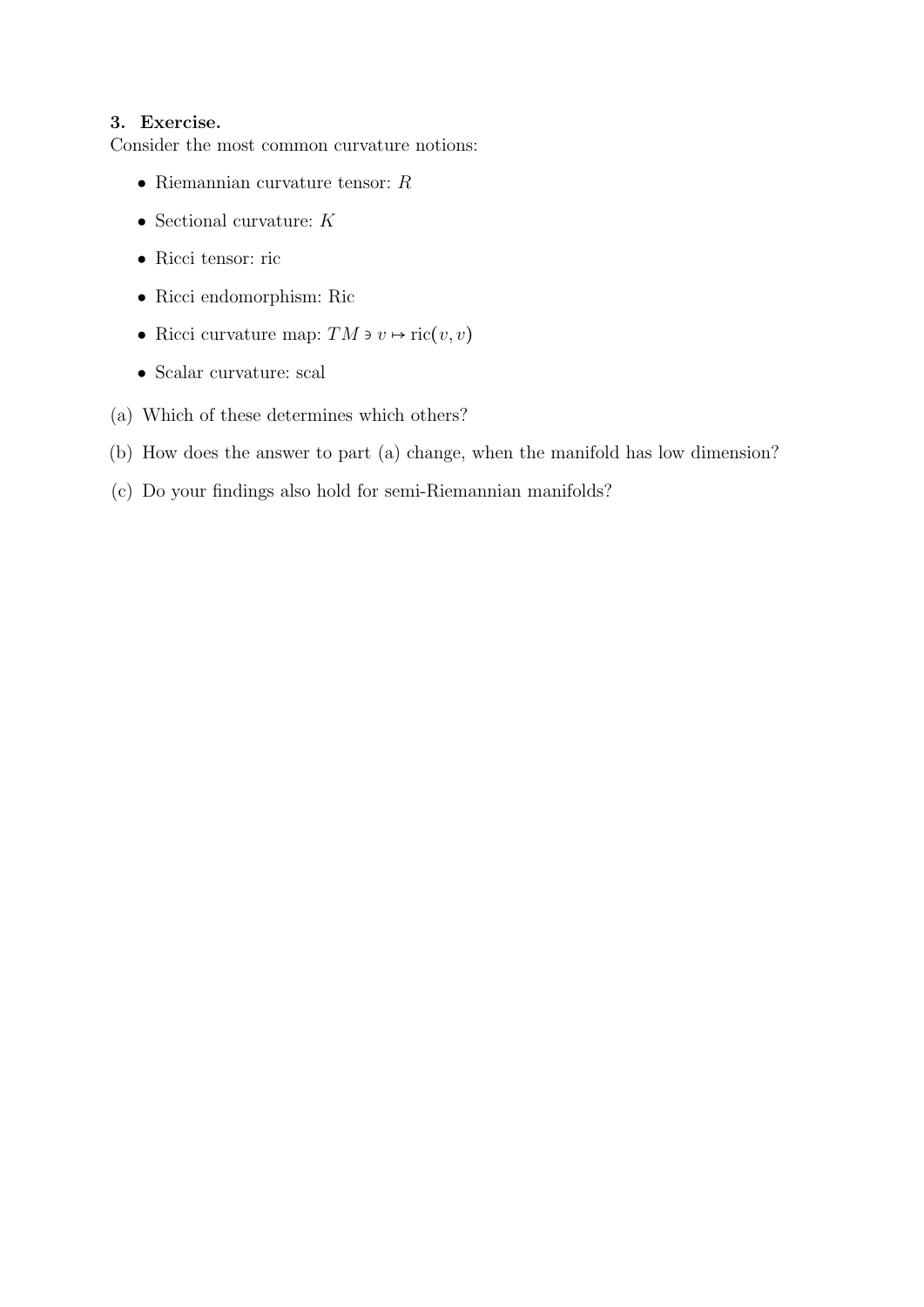### 3. Exercise.

Consider the most common curvature notions:

- Riemannian curvature tensor: $R$
- Sectional curvature: $K$
- Ricci tensor: ric
- Ricci endomorphism: Ric
- Ricci curvature map: $TM \ni v \mapsto \mathrm{ric}(v, v)$
- Scalar curvature: scal

(a) Which of these determines which others?

(b) How does the answer to part (a) change, when the manifold has low dimension?

(c) Do your findings also hold for semi-Riemannian manifolds?